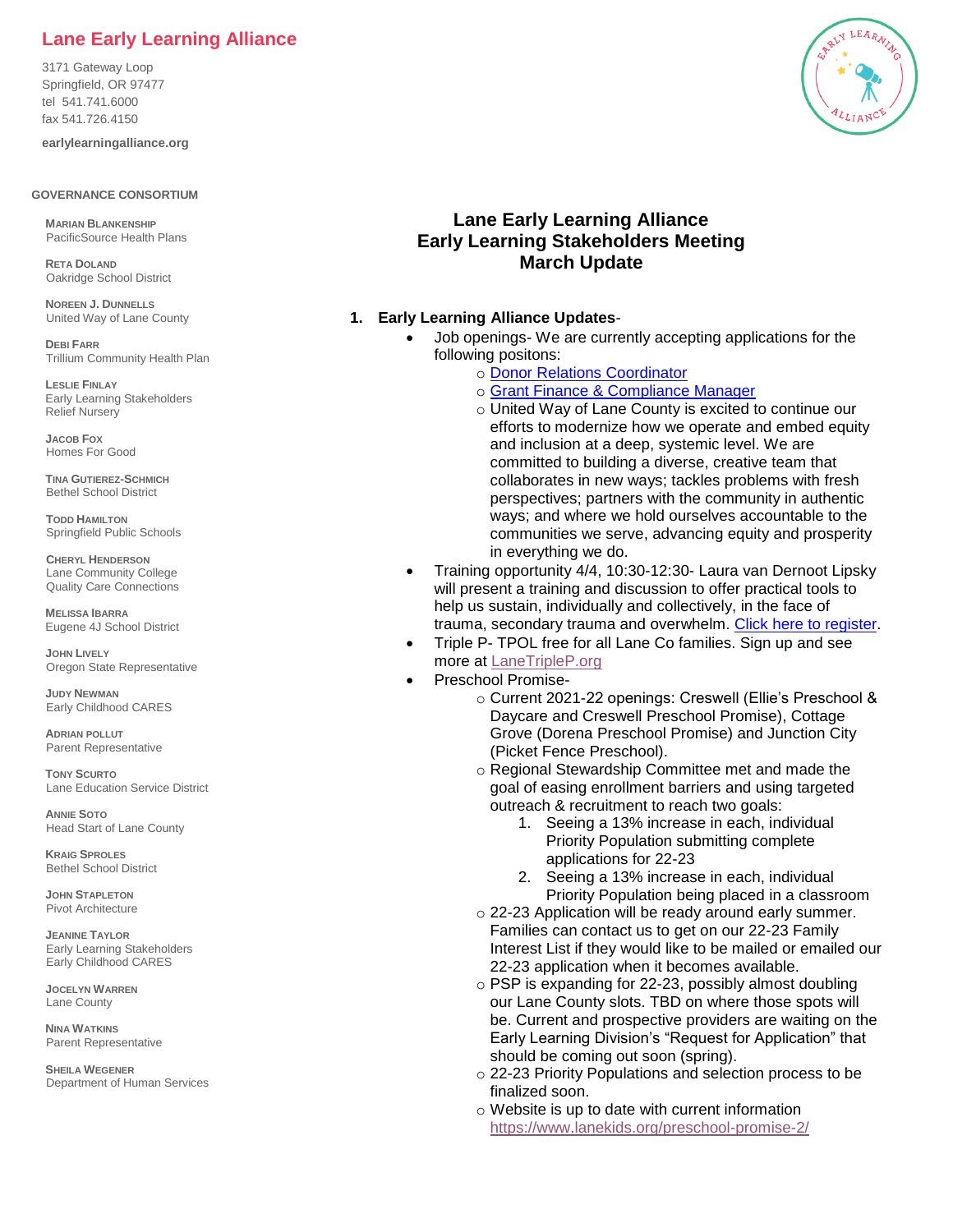# Lane Early Learning Alliance

3171 Gateway Loop
Springfield, OR 97477
tel 541.741.6000
fax 541.726.4150

**earlylearningalliance.org**

**GOVERNANCE CONSORTIUM**

**Marian Blankenship**
PacificSource Health Plans

**Reta Doland**
Oakridge School District

**Noreen J. Dunnells**
United Way of Lane County

**Debi Farr**
Trillium Community Health Plan

**Leslie Finlay**
Early Learning Stakeholders
Relief Nursery

**Jacob Fox**
Homes For Good

**Tina Gutierez-Schmich**
Bethel School District

**Todd Hamilton**
Springfield Public Schools

**Cheryl Henderson**
Lane Community College
Quality Care Connections

**Melissa Ibarra**
Eugene 4J School District

**John Lively**
Oregon State Representative

**Judy Newman**
Early Childhood CARES

**Adrian Pollut**
Parent Representative

**Tony Scurto**
Lane Education Service District

**Annie Soto**
Head Start of Lane County

**Kraig Sproles**
Bethel School District

**John Stapleton**
Pivot Architecture

**Jeanine Taylor**
Early Learning Stakeholders
Early Childhood CARES

**Jocelyn Warren**
Lane County

**Nina Watkins**
Parent Representative

**Sheila Wegener**
Department of Human Services

## Lane Early Learning Alliance
## Early Learning Stakeholders Meeting
## March Update

1. **Early Learning Alliance Updates**-
   - Job openings- We are currently accepting applications for the following positons:
     - Donor Relations Coordinator
     - Grant Finance & Compliance Manager
     - United Way of Lane County is excited to continue our efforts to modernize how we operate and embed equity and inclusion at a deep, systemic level. We are committed to building a diverse, creative team that collaborates in new ways; tackles problems with fresh perspectives; partners with the community in authentic ways; and where we hold ourselves accountable to the communities we serve, advancing equity and prosperity in everything we do.
   - Training opportunity 4/4, 10:30-12:30- Laura van Dernoot Lipsky will present a training and discussion to offer practical tools to help us sustain, individually and collectively, in the face of trauma, secondary trauma and overwhelm. Click here to register.
   - Triple P- TPOL free for all Lane Co families. Sign up and see more at LaneTripleP.org
   - Preschool Promise-
     - Current 2021-22 openings: Creswell (Ellie's Preschool & Daycare and Creswell Preschool Promise), Cottage Grove (Dorena Preschool Promise) and Junction City (Picket Fence Preschool).
     - Regional Stewardship Committee met and made the goal of easing enrollment barriers and using targeted outreach & recruitment to reach two goals:
       1. Seeing a 13% increase in each, individual Priority Population submitting complete applications for 22-23
       2. Seeing a 13% increase in each, individual Priority Population being placed in a classroom
     - 22-23 Application will be ready around early summer. Families can contact us to get on our 22-23 Family Interest List if they would like to be mailed or emailed our 22-23 application when it becomes available.
     - PSP is expanding for 22-23, possibly almost doubling our Lane County slots. TBD on where those spots will be. Current and prospective providers are waiting on the Early Learning Division's "Request for Application" that should be coming out soon (spring).
     - 22-23 Priority Populations and selection process to be finalized soon.
     - Website is up to date with current information https://www.lanekids.org/preschool-promise-2/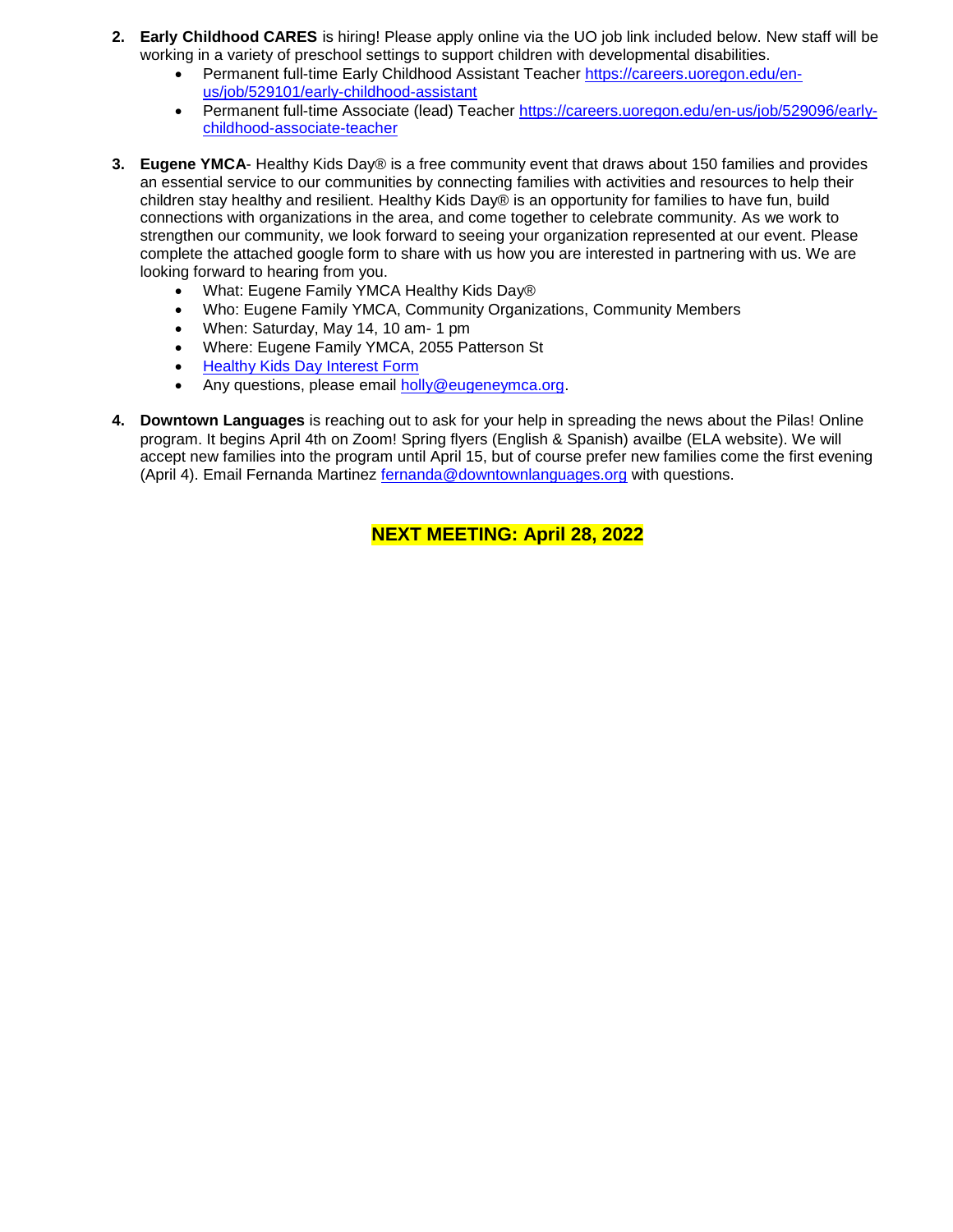2. **Early Childhood CARES** is hiring! Please apply online via the UO job link included below. New staff will be working in a variety of preschool settings to support children with developmental disabilities.
   - Permanent full-time Early Childhood Assistant Teacher https://careers.uoregon.edu/en-us/job/529101/early-childhood-assistant
   - Permanent full-time Associate (lead) Teacher https://careers.uoregon.edu/en-us/job/529096/early-childhood-associate-teacher

3. **Eugene YMCA**- Healthy Kids Day® is a free community event that draws about 150 families and provides an essential service to our communities by connecting families with activities and resources to help their children stay healthy and resilient. Healthy Kids Day® is an opportunity for families to have fun, build connections with organizations in the area, and come together to celebrate community. As we work to strengthen our community, we look forward to seeing your organization represented at our event. Please complete the attached google form to share with us how you are interested in partnering with us. We are looking forward to hearing from you.
   - What: Eugene Family YMCA Healthy Kids Day®
   - Who: Eugene Family YMCA, Community Organizations, Community Members
   - When: Saturday, May 14, 10 am- 1 pm
   - Where: Eugene Family YMCA, 2055 Patterson St
   - Healthy Kids Day Interest Form
   - Any questions, please email holly@eugeneymca.org.

4. **Downtown Languages** is reaching out to ask for your help in spreading the news about the Pilas! Online program. It begins April 4th on Zoom! Spring flyers (English & Spanish) availbe (ELA website). We will accept new families into the program until April 15, but of course prefer new families come the first evening (April 4). Email Fernanda Martinez fernanda@downtownlanguages.org with questions.

**NEXT MEETING: April 28, 2022**